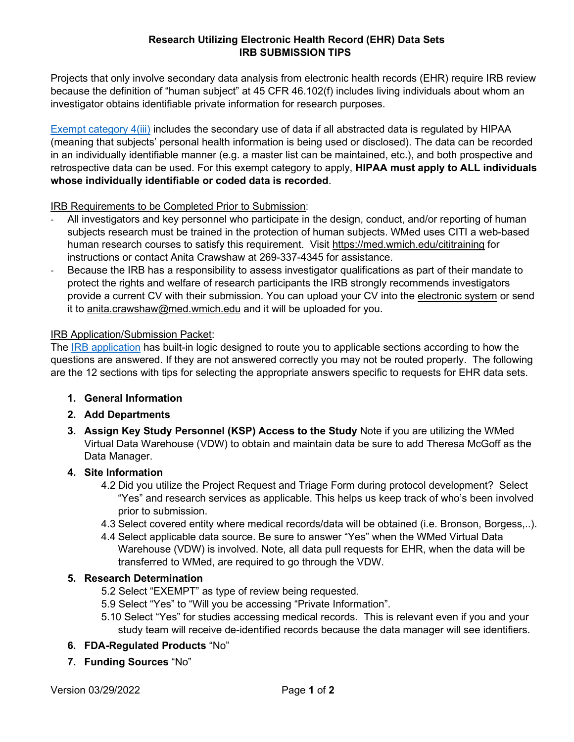# Research Utilizing Electronic Health Record (EHR) Data Sets
## IRB SUBMISSION TIPS

Projects that only involve secondary data analysis from electronic health records (EHR) require IRB review because the definition of "human subject" at 45 CFR 46.102(f) includes living individuals about whom an investigator obtains identifiable private information for research purposes.

Exempt category 4(iii) includes the secondary use of data if all abstracted data is regulated by HIPAA (meaning that subjects' personal health information is being used or disclosed). The data can be recorded in an individually identifiable manner (e.g. a master list can be maintained, etc.), and both prospective and retrospective data can be used. For this exempt category to apply, **HIPAA must apply to ALL individuals whose individually identifiable or coded data is recorded**.

IRB Requirements to be Completed Prior to Submission:

- All investigators and key personnel who participate in the design, conduct, and/or reporting of human subjects research must be trained in the protection of human subjects. WMed uses CITI a web-based human research courses to satisfy this requirement. Visit https://med.wmich.edu/cititraining for instructions or contact Anita Crawshaw at 269-337-4345 for assistance.
- Because the IRB has a responsibility to assess investigator qualifications as part of their mandate to protect the rights and welfare of research participants the IRB strongly recommends investigators provide a current CV with their submission. You can upload your CV into the electronic system or send it to anita.crawshaw@med.wmich.edu and it will be uploaded for you.

IRB Application/Submission Packet:

The IRB application has built-in logic designed to route you to applicable sections according to how the questions are answered. If they are not answered correctly you may not be routed properly. The following are the 12 sections with tips for selecting the appropriate answers specific to requests for EHR data sets.

1. **General Information**
2. **Add Departments**
3. **Assign Key Study Personnel (KSP) Access to the Study** Note if you are utilizing the WMed Virtual Data Warehouse (VDW) to obtain and maintain data be sure to add Theresa McGoff as the Data Manager.
4. **Site Information**
   - 4.2 Did you utilize the Project Request and Triage Form during protocol development? Select "Yes" and research services as applicable. This helps us keep track of who's been involved prior to submission.
   - 4.3 Select covered entity where medical records/data will be obtained (i.e. Bronson, Borgess,..).
   - 4.4 Select applicable data source. Be sure to answer "Yes" when the WMed Virtual Data Warehouse (VDW) is involved. Note, all data pull requests for EHR, when the data will be transferred to WMed, are required to go through the VDW.
5. **Research Determination**
   - 5.2 Select "EXEMPT" as type of review being requested.
   - 5.9 Select "Yes" to "Will you be accessing "Private Information".
   - 5.10 Select "Yes" for studies accessing medical records. This is relevant even if you and your study team will receive de-identified records because the data manager will see identifiers.
6. **FDA-Regulated Products** "No"
7. **Funding Sources** "No"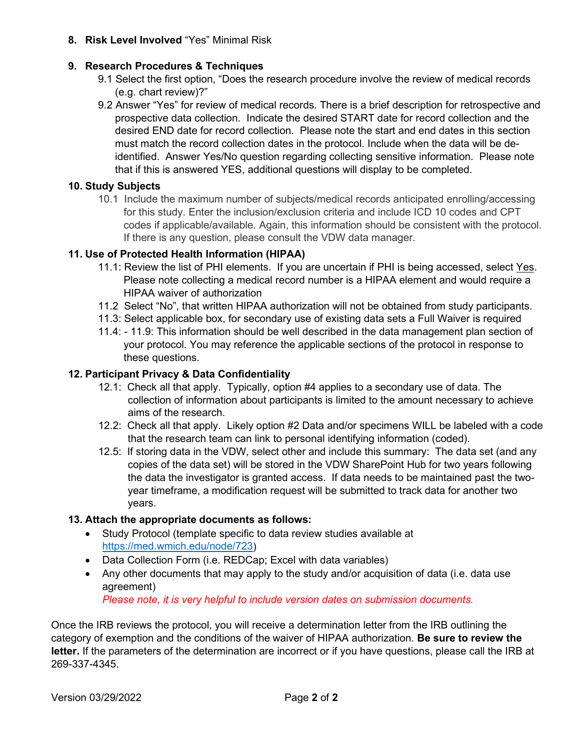8. **Risk Level Involved** "Yes" Minimal Risk

9. **Research Procedures & Techniques**
   - 9.1 Select the first option, "Does the research procedure involve the review of medical records (e.g. chart review)?"
   - 9.2 Answer "Yes" for review of medical records. There is a brief description for retrospective and prospective data collection. Indicate the desired START date for record collection and the desired END date for record collection. Please note the start and end dates in this section must match the record collection dates in the protocol. Include when the data will be de-identified. Answer Yes/No question regarding collecting sensitive information. Please note that if this is answered YES, additional questions will display to be completed.

10. **Study Subjects**
    - 10.1 Include the maximum number of subjects/medical records anticipated enrolling/accessing for this study. Enter the inclusion/exclusion criteria and include ICD 10 codes and CPT codes if applicable/available. Again, this information should be consistent with the protocol. If there is any question, please consult the VDW data manager.

11. **Use of Protected Health Information (HIPAA)**
    - 11.1: Review the list of PHI elements. If you are uncertain if PHI is being accessed, select Yes. Please note collecting a medical record number is a HIPAA element and would require a HIPAA waiver of authorization
    - 11.2 Select "No", that written HIPAA authorization will not be obtained from study participants.
    - 11.3: Select applicable box, for secondary use of existing data sets a Full Waiver is required
    - 11.4: - 11.9: This information should be well described in the data management plan section of your protocol. You may reference the applicable sections of the protocol in response to these questions.

12. **Participant Privacy & Data Confidentiality**
    - 12.1: Check all that apply. Typically, option #4 applies to a secondary use of data. The collection of information about participants is limited to the amount necessary to achieve aims of the research.
    - 12.2: Check all that apply. Likely option #2 Data and/or specimens WILL be labeled with a code that the research team can link to personal identifying information (coded).
    - 12.5: If storing data in the VDW, select other and include this summary: The data set (and any copies of the data set) will be stored in the VDW SharePoint Hub for two years following the data the investigator is granted access. If data needs to be maintained past the two-year timeframe, a modification request will be submitted to track data for another two years.

13. **Attach the appropriate documents as follows:**
    - Study Protocol (template specific to data review studies available at https://med.wmich.edu/node/723)
    - Data Collection Form (i.e. REDCap; Excel with data variables)
    - Any other documents that may apply to the study and/or acquisition of data (i.e. data use agreement)

      *Please note, it is very helpful to include version dates on submission documents.*

Once the IRB reviews the protocol, you will receive a determination letter from the IRB outlining the category of exemption and the conditions of the waiver of HIPAA authorization. **Be sure to review the letter.** If the parameters of the determination are incorrect or if you have questions, please call the IRB at 269-337-4345.

Version 03/29/2022